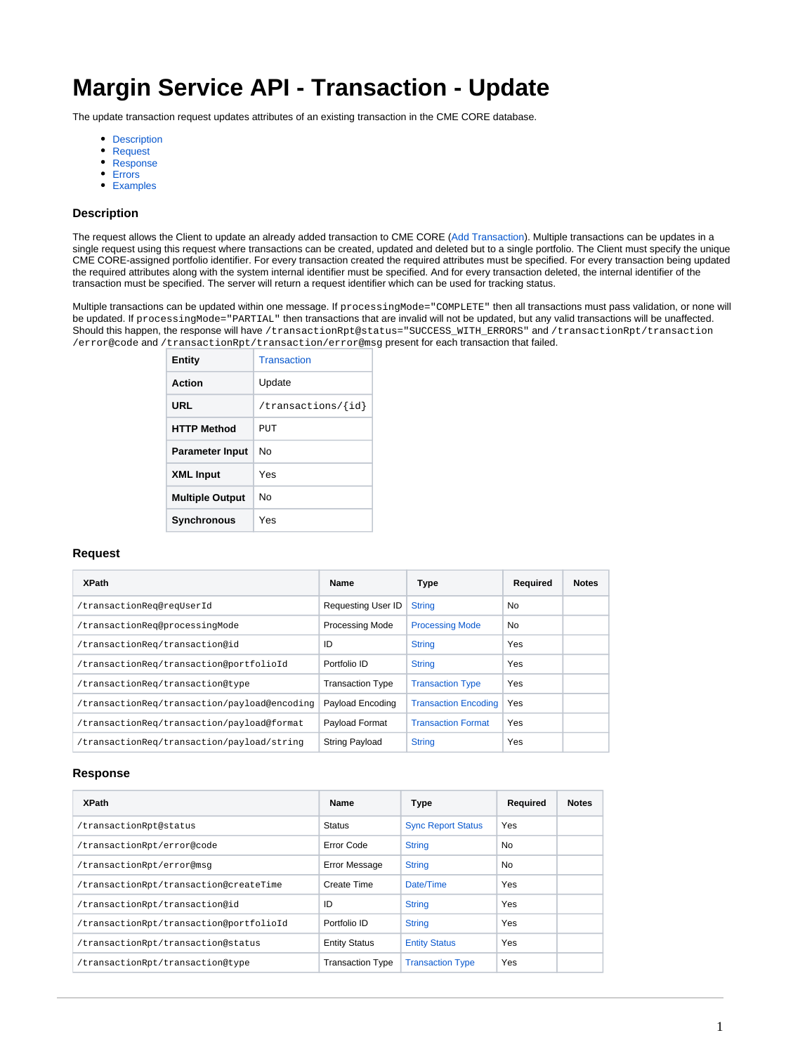# Margin Service API - Transaction - Update

The update transaction request updates attributes of an existing transaction in the CME CORE database.

- Description
- Request
- Response
- Errors
- Examples

### Description

The request allows the Client to update an already added transaction to CME CORE (Add Transaction). Multiple transactions can be updates in a single request using this request where transactions can be created, updated and deleted but to a single portfolio. The Client must specify the unique CME CORE-assigned portfolio identifier. For every transaction created the required attributes must be specified. For every transaction being updated the required attributes along with the system internal identifier must be specified. And for every transaction deleted, the internal identifier of the transaction must be specified. The server will return a request identifier which can be used for tracking status.

Multiple transactions can be updated within one message. If `processingMode="COMPLETE"` then all transactions must pass validation, or none will be updated. If `processingMode="PARTIAL"` then transactions that are invalid will not be updated, but any valid transactions will be unaffected. Should this happen, the response will have `/transactionRpt@status="SUCCESS_WITH_ERRORS"` and `/transactionRpt/transaction/error@code` and `/transactionRpt/transaction/error@msg` present for each transaction that failed.

| | |
|---|---|
| **Entity** | Transaction |
| **Action** | Update |
| **URL** | `/transactions/{id}` |
| **HTTP Method** | PUT |
| **Parameter Input** | No |
| **XML Input** | Yes |
| **Multiple Output** | No |
| **Synchronous** | Yes |

### Request

| XPath | Name | Type | Required | Notes |
|---|---|---|---|---|
| `/transactionReq@reqUserId` | Requesting User ID | String | No | |
| `/transactionReq@processingMode` | Processing Mode | Processing Mode | No | |
| `/transactionReq/transaction@id` | ID | String | Yes | |
| `/transactionReq/transaction@portfolioId` | Portfolio ID | String | Yes | |
| `/transactionReq/transaction@type` | Transaction Type | Transaction Type | Yes | |
| `/transactionReq/transaction/payload@encoding` | Payload Encoding | Transaction Encoding | Yes | |
| `/transactionReq/transaction/payload@format` | Payload Format | Transaction Format | Yes | |
| `/transactionReq/transaction/payload/string` | String Payload | String | Yes | |

### Response

| XPath | Name | Type | Required | Notes |
|---|---|---|---|---|
| `/transactionRpt@status` | Status | Sync Report Status | Yes | |
| `/transactionRpt/error@code` | Error Code | String | No | |
| `/transactionRpt/error@msg` | Error Message | String | No | |
| `/transactionRpt/transaction@createTime` | Create Time | Date/Time | Yes | |
| `/transactionRpt/transaction@id` | ID | String | Yes | |
| `/transactionRpt/transaction@portfolioId` | Portfolio ID | String | Yes | |
| `/transactionRpt/transaction@status` | Entity Status | Entity Status | Yes | |
| `/transactionRpt/transaction@type` | Transaction Type | Transaction Type | Yes | |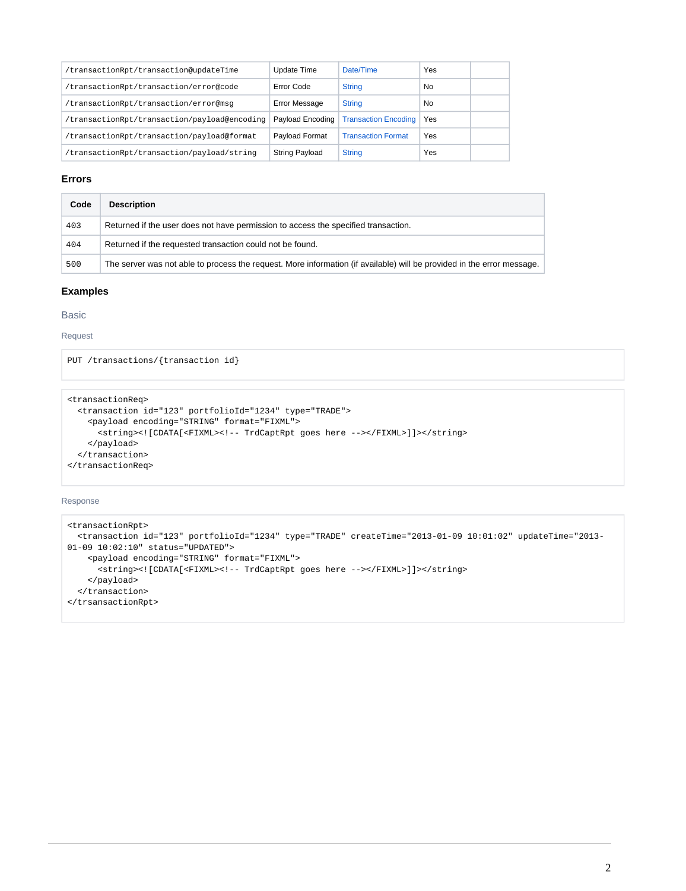| | | | | |
|---|---|---|---|---|
| /transactionRpt/transaction@updateTime | Update Time | Date/Time | Yes | |
| /transactionRpt/transaction/error@code | Error Code | String | No | |
| /transactionRpt/transaction/error@msg | Error Message | String | No | |
| /transactionRpt/transaction/payload@encoding | Payload Encoding | Transaction Encoding | Yes | |
| /transactionRpt/transaction/payload@format | Payload Format | Transaction Format | Yes | |
| /transactionRpt/transaction/payload/string | String Payload | String | Yes | |

### Errors

| Code | Description |
|---|---|
| 403 | Returned if the user does not have permission to access the specified transaction. |
| 404 | Returned if the requested transaction could not be found. |
| 500 | The server was not able to process the request. More information (if available) will be provided in the error message. |

### Examples

#### Basic

Request

```
PUT /transactions/{transaction id}
```

```
<transactionReq>
  <transaction id="123" portfolioId="1234" type="TRADE">
    <payload encoding="STRING" format="FIXML">
      <string><![CDATA[<FIXML><!-- TrdCaptRpt goes here --></FIXML>]]></string>
    </payload>
  </transaction>
</transactionReq>
```

Response

```
<transactionRpt>
  <transaction id="123" portfolioId="1234" type="TRADE" createTime="2013-01-09 10:01:02" updateTime="2013-
01-09 10:02:10" status="UPDATED">
    <payload encoding="STRING" format="FIXML">
      <string><![CDATA[<FIXML><!-- TrdCaptRpt goes here --></FIXML>]]></string>
    </payload>
  </transaction>
</trsansactionRpt>
```